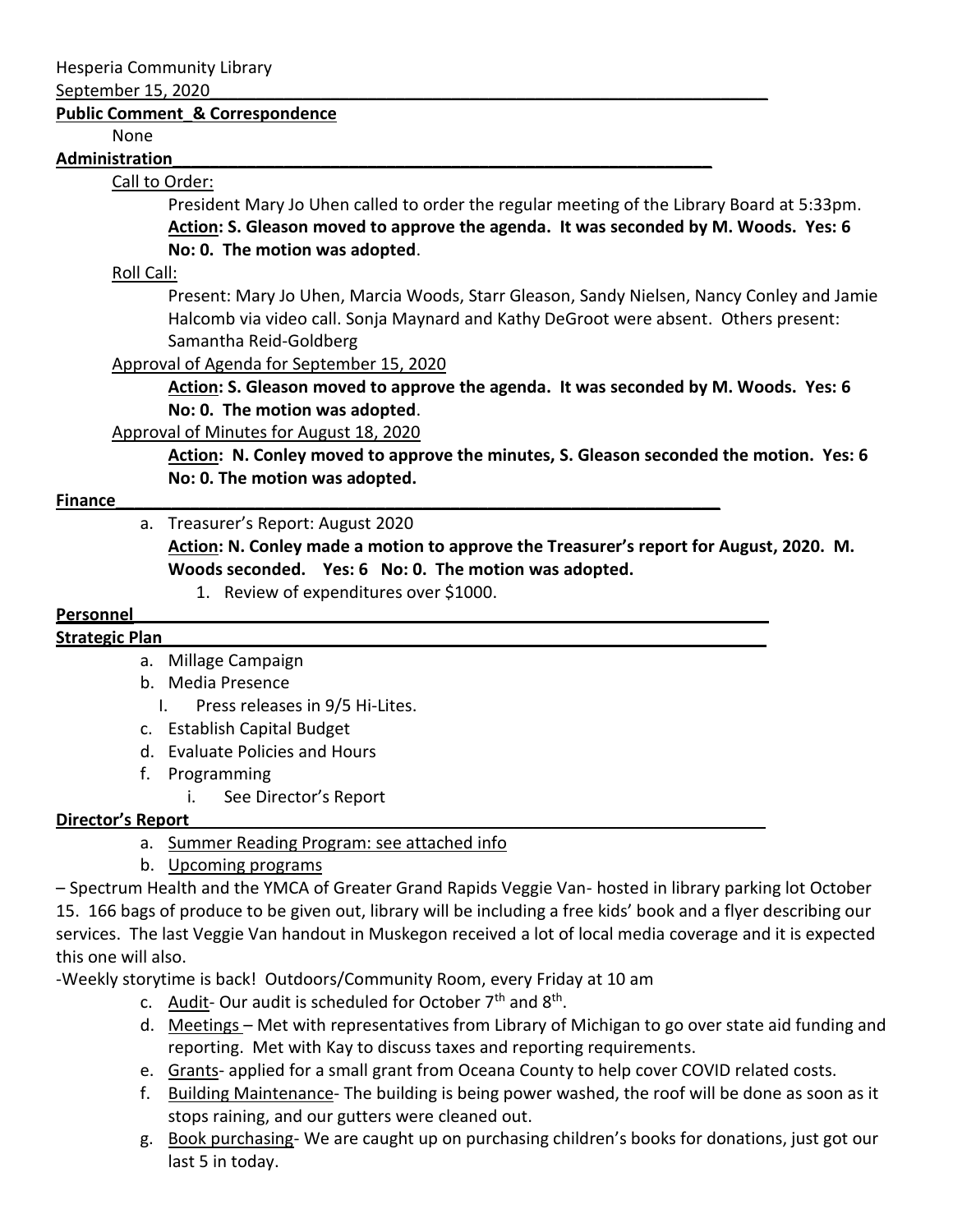Hesperia Community Library

September 15, 2020

**Public Comment_& Correspondence**

None

**Administration**

Call to Order:

President Mary Jo Uhen called to order the regular meeting of the Library Board at 5:33pm. **Action: S. Gleason moved to approve the agenda. It was seconded by M. Woods. Yes: 6 No: 0. The motion was adopted**.

Roll Call:

Present: Mary Jo Uhen, Marcia Woods, Starr Gleason, Sandy Nielsen, Nancy Conley and Jamie Halcomb via video call. Sonja Maynard and Kathy DeGroot were absent. Others present: Samantha Reid-Goldberg

Approval of Agenda for September 15, 2020

**Action: S. Gleason moved to approve the agenda. It was seconded by M. Woods. Yes: 6 No: 0. The motion was adopted**.

Approval of Minutes for August 18, 2020

**Action: N. Conley moved to approve the minutes, S. Gleason seconded the motion. Yes: 6 No: 0. The motion was adopted.**

**Finance**

a. Treasurer's Report: August 2020

**Action: N. Conley made a motion to approve the Treasurer's report for August, 2020. M. Woods seconded. Yes: 6 No: 0. The motion was adopted.**

1. Review of expenditures over $1000.

**Personnel**

**Strategic Plan**

a. Millage Campaign
b. Media Presence
   I. Press releases in 9/5 Hi-Lites.
c. Establish Capital Budget
d. Evaluate Policies and Hours
f. Programming
   i. See Director's Report

**Director's Report**

a. Summer Reading Program: see attached info
b. Upcoming programs

– Spectrum Health and the YMCA of Greater Grand Rapids Veggie Van- hosted in library parking lot October 15. 166 bags of produce to be given out, library will be including a free kids' book and a flyer describing our services. The last Veggie Van handout in Muskegon received a lot of local media coverage and it is expected this one will also.

-Weekly storytime is back! Outdoors/Community Room, every Friday at 10 am

c. Audit- Our audit is scheduled for October 7th and 8th.
d. Meetings – Met with representatives from Library of Michigan to go over state aid funding and reporting. Met with Kay to discuss taxes and reporting requirements.
e. Grants- applied for a small grant from Oceana County to help cover COVID related costs.
f. Building Maintenance- The building is being power washed, the roof will be done as soon as it stops raining, and our gutters were cleaned out.
g. Book purchasing- We are caught up on purchasing children's books for donations, just got our last 5 in today.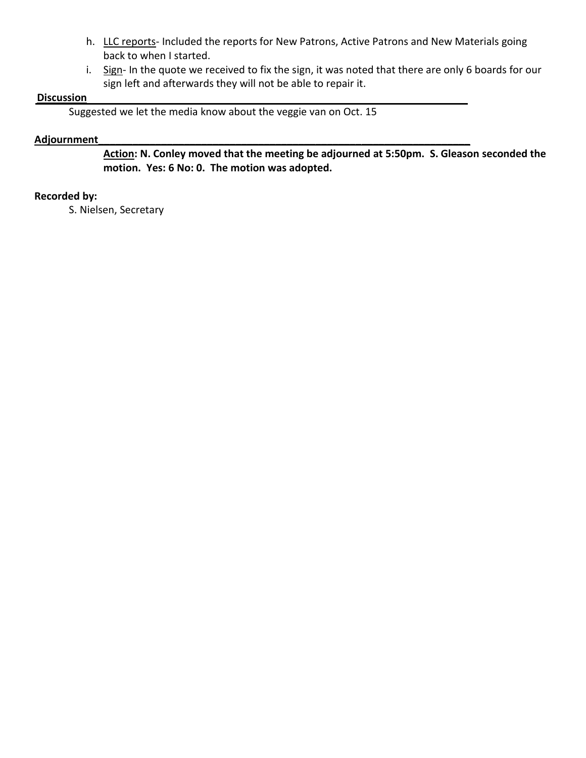h. <u>LLC reports</u>- Included the reports for New Patrons, Active Patrons and New Materials going back to when I started.
i. <u>Sign</u>- In the quote we received to fix the sign, it was noted that there are only 6 boards for our sign left and afterwards they will not be able to repair it.

**Discussion**

Suggested we let the media know about the veggie van on Oct. 15

**Adjournment**

**<u>Action</u>: N. Conley moved that the meeting be adjourned at 5:50pm. S. Gleason seconded the motion. Yes: 6 No: 0. The motion was adopted.**

**Recorded by:**

S. Nielsen, Secretary